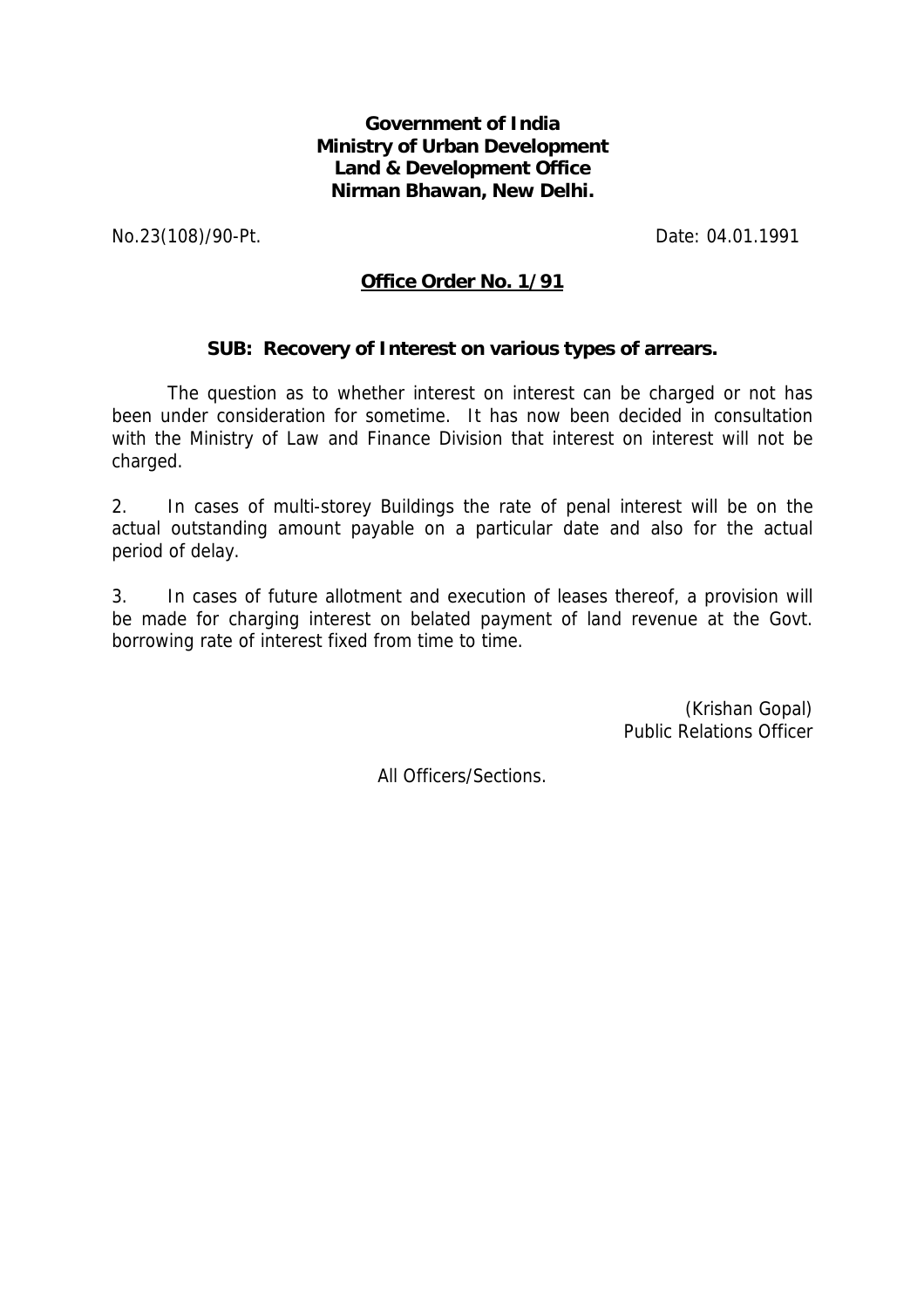**Government of India**
**Ministry of Urban Development**
**Land & Development Office**
**Nirman Bhawan, New Delhi.**

No.23(108)/90-Pt. Date: 04.01.1991

**<u>Office Order No. 1/91</u>**

**SUB: Recovery of Interest on various types of arrears.**

The question as to whether interest on interest can be charged or not has been under consideration for sometime. It has now been decided in consultation with the Ministry of Law and Finance Division that interest on interest will not be charged.

2. In cases of multi-storey Buildings the rate of penal interest will be on the actual outstanding amount payable on a particular date and also for the actual period of delay.

3. In cases of future allotment and execution of leases thereof, a provision will be made for charging interest on belated payment of land revenue at the Govt. borrowing rate of interest fixed from time to time.

(Krishan Gopal)
Public Relations Officer

All Officers/Sections.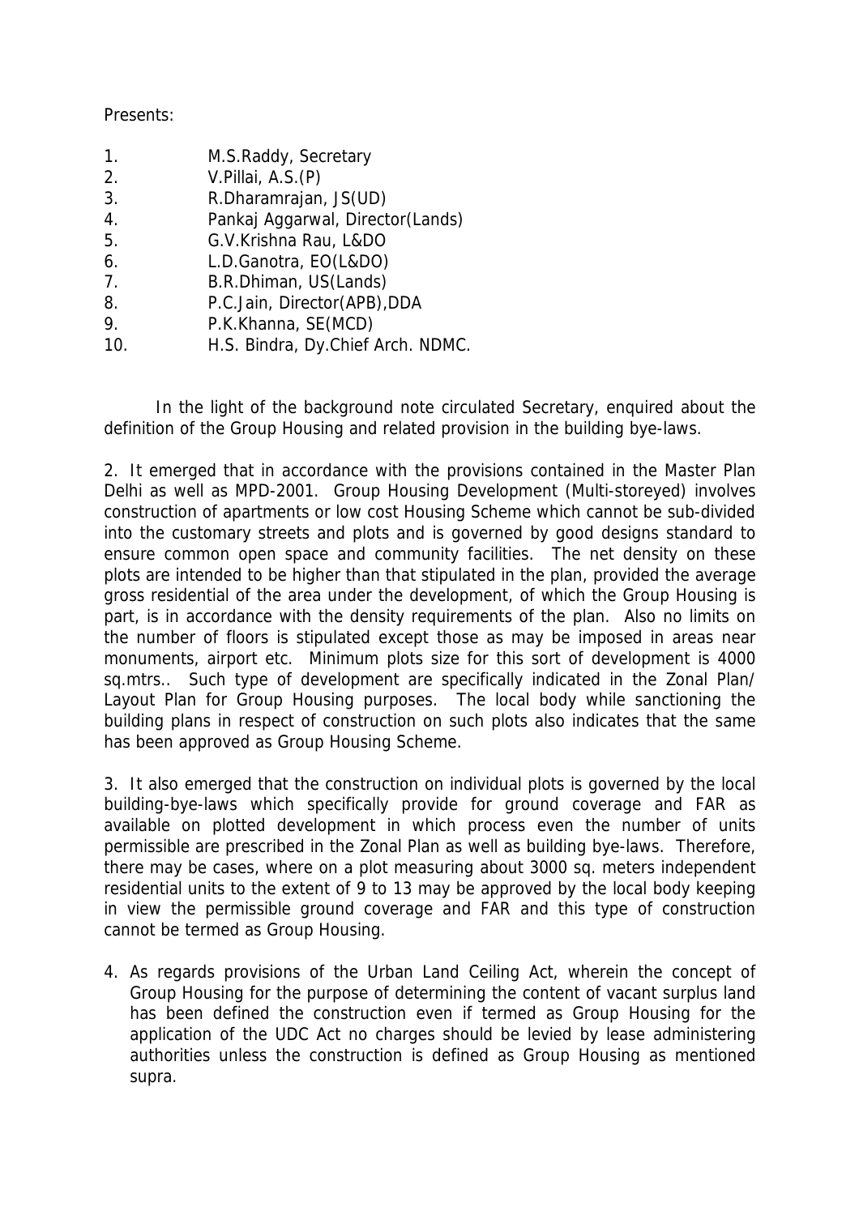Presents:

1. M.S.Raddy, Secretary
2. V.Pillai, A.S.(P)
3. R.Dharamrajan, JS(UD)
4. Pankaj Aggarwal, Director(Lands)
5. G.V.Krishna Rau, L&DO
6. L.D.Ganotra, EO(L&DO)
7. B.R.Dhiman, US(Lands)
8. P.C.Jain, Director(APB),DDA
9. P.K.Khanna, SE(MCD)
10. H.S. Bindra, Dy.Chief Arch. NDMC.

In the light of the background note circulated Secretary, enquired about the definition of the Group Housing and related provision in the building bye-laws.

2. It emerged that in accordance with the provisions contained in the Master Plan Delhi as well as MPD-2001. Group Housing Development (Multi-storeyed) involves construction of apartments or low cost Housing Scheme which cannot be sub-divided into the customary streets and plots and is governed by good designs standard to ensure common open space and community facilities. The net density on these plots are intended to be higher than that stipulated in the plan, provided the average gross residential of the area under the development, of which the Group Housing is part, is in accordance with the density requirements of the plan. Also no limits on the number of floors is stipulated except those as may be imposed in areas near monuments, airport etc. Minimum plots size for this sort of development is 4000 sq.mtrs.. Such type of development are specifically indicated in the Zonal Plan/ Layout Plan for Group Housing purposes. The local body while sanctioning the building plans in respect of construction on such plots also indicates that the same has been approved as Group Housing Scheme.

3. It also emerged that the construction on individual plots is governed by the local building-bye-laws which specifically provide for ground coverage and FAR as available on plotted development in which process even the number of units permissible are prescribed in the Zonal Plan as well as building bye-laws. Therefore, there may be cases, where on a plot measuring about 3000 sq. meters independent residential units to the extent of 9 to 13 may be approved by the local body keeping in view the permissible ground coverage and FAR and this type of construction cannot be termed as Group Housing.

4. As regards provisions of the Urban Land Ceiling Act, wherein the concept of Group Housing for the purpose of determining the content of vacant surplus land has been defined the construction even if termed as Group Housing for the application of the UDC Act no charges should be levied by lease administering authorities unless the construction is defined as Group Housing as mentioned supra.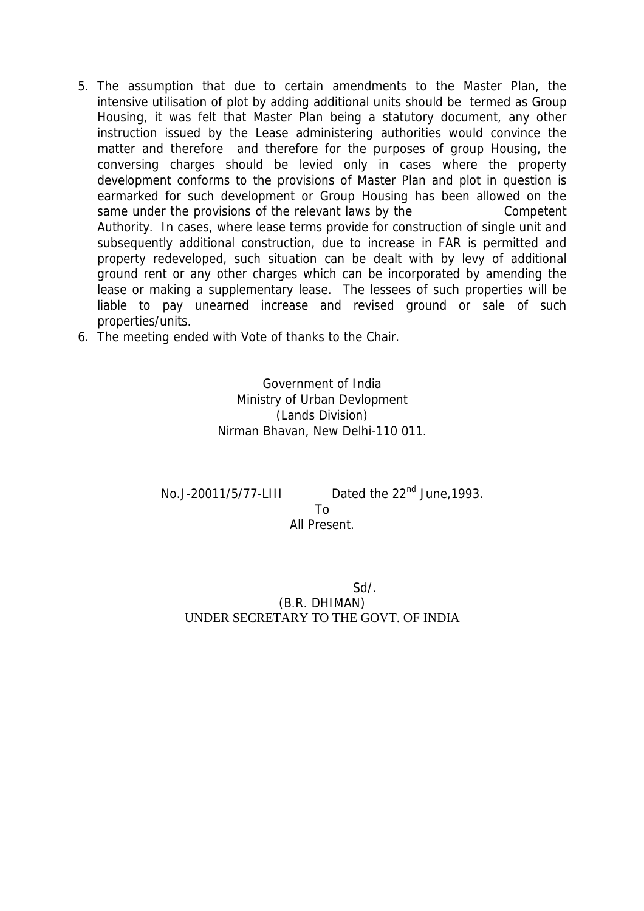5. The assumption that due to certain amendments to the Master Plan, the intensive utilisation of plot by adding additional units should be termed as Group Housing, it was felt that Master Plan being a statutory document, any other instruction issued by the Lease administering authorities would convince the matter and therefore and therefore for the purposes of group Housing, the conversing charges should be levied only in cases where the property development conforms to the provisions of Master Plan and plot in question is earmarked for such development or Group Housing has been allowed on the same under the provisions of the relevant laws by the Competent Authority. In cases, where lease terms provide for construction of single unit and subsequently additional construction, due to increase in FAR is permitted and property redeveloped, such situation can be dealt with by levy of additional ground rent or any other charges which can be incorporated by amending the lease or making a supplementary lease. The lessees of such properties will be liable to pay unearned increase and revised ground or sale of such properties/units.
6. The meeting ended with Vote of thanks to the Chair.

Government of India
Ministry of Urban Devlopment
(Lands Division)
Nirman Bhavan, New Delhi-110 011.

No.J-20011/5/77-LIII Dated the 22nd June,1993.

To
All Present.

Sd/.
(B.R. DHIMAN)
UNDER SECRETARY TO THE GOVT. OF INDIA